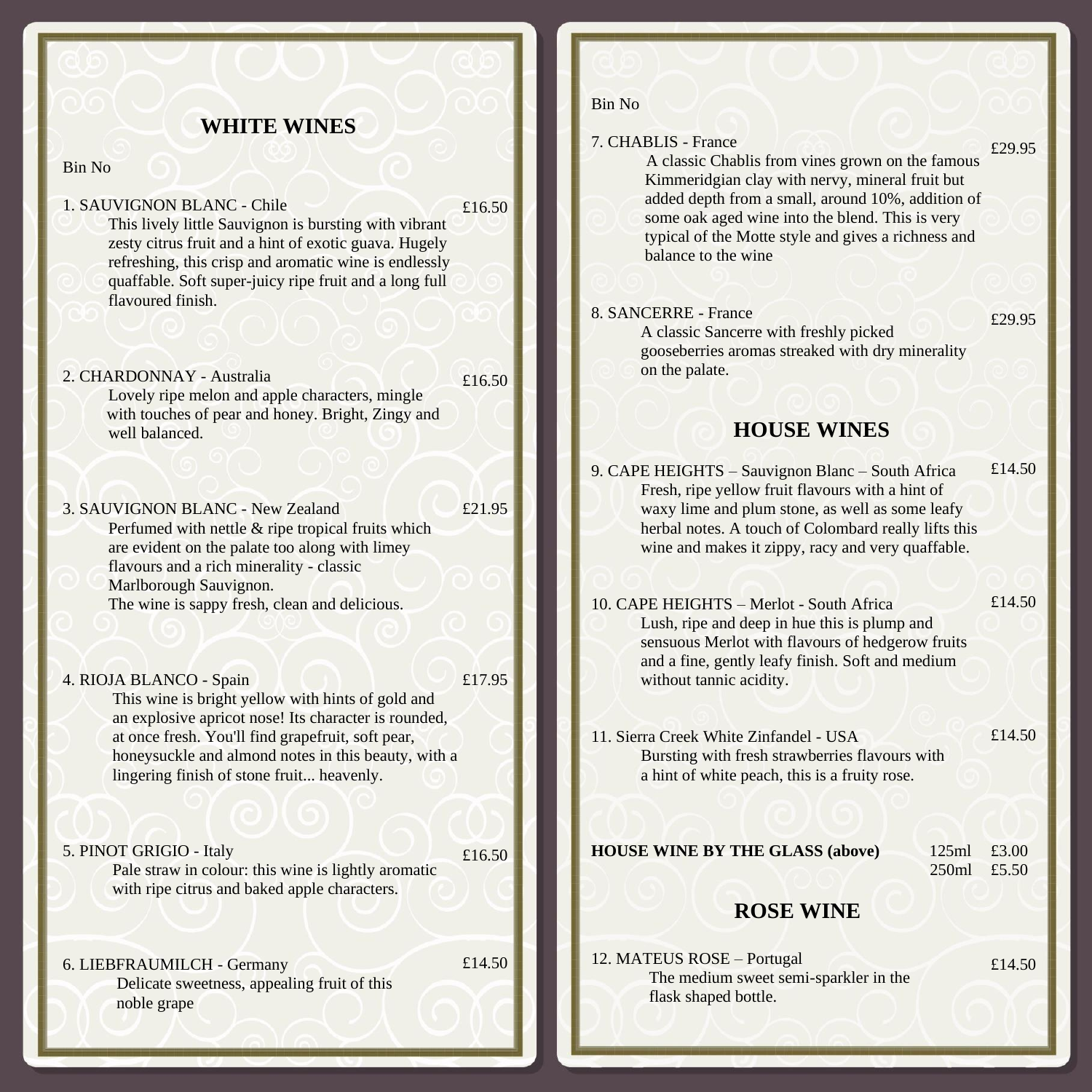## WHITE WINES

Bin No

1. SAUVIGNON BLANC - Chile — £16.50

   This lively little Sauvignon is bursting with vibrant zesty citrus fruit and a hint of exotic guava. Hugely refreshing, this crisp and aromatic wine is endlessly quaffable. Soft super-juicy ripe fruit and a long full flavoured finish.

2. CHARDONNAY - Australia — £16.50

   Lovely ripe melon and apple characters, mingle with touches of pear and honey. Bright, Zingy and well balanced.

3. SAUVIGNON BLANC - New Zealand — £21.95

   Perfumed with nettle & ripe tropical fruits which are evident on the palate too along with limey flavours and a rich minerality - classic Marlborough Sauvignon.
   The wine is sappy fresh, clean and delicious.

4. RIOJA BLANCO - Spain — £17.95

   This wine is bright yellow with hints of gold and an explosive apricot nose! Its character is rounded, at once fresh. You'll find grapefruit, soft pear, honeysuckle and almond notes in this beauty, with a lingering finish of stone fruit... heavenly.

5. PINOT GRIGIO - Italy — £16.50

   Pale straw in colour: this wine is lightly aromatic with ripe citrus and baked apple characters.

6. LIEBFRAUMILCH - Germany — £14.50

   Delicate sweetness, appealing fruit of this noble grape

Bin No

7. CHABLIS - France — £29.95

   A classic Chablis from vines grown on the famous Kimmeridgian clay with nervy, mineral fruit but added depth from a small, around 10%, addition of some oak aged wine into the blend. This is very typical of the Motte style and gives a richness and balance to the wine

8. SANCERRE - France — £29.95

   A classic Sancerre with freshly picked gooseberries aromas streaked with dry minerality on the palate.

## HOUSE WINES

9. CAPE HEIGHTS – Sauvignon Blanc – South Africa — £14.50

   Fresh, ripe yellow fruit flavours with a hint of waxy lime and plum stone, as well as some leafy herbal notes. A touch of Colombard really lifts this wine and makes it zippy, racy and very quaffable.

10. CAPE HEIGHTS – Merlot - South Africa — £14.50

    Lush, ripe and deep in hue this is plump and sensuous Merlot with flavours of hedgerow fruits and a fine, gently leafy finish. Soft and medium without tannic acidity.

11. Sierra Creek White Zinfandel - USA — £14.50

    Bursting with fresh strawberries flavours with a hint of white peach, this is a fruity rose.

**HOUSE WINE BY THE GLASS (above)**

| | |
|---|---|
| 125ml | £3.00 |
| 250ml | £5.50 |

## ROSE WINE

12. MATEUS ROSE – Portugal — £14.50

    The medium sweet semi-sparkler in the flask shaped bottle.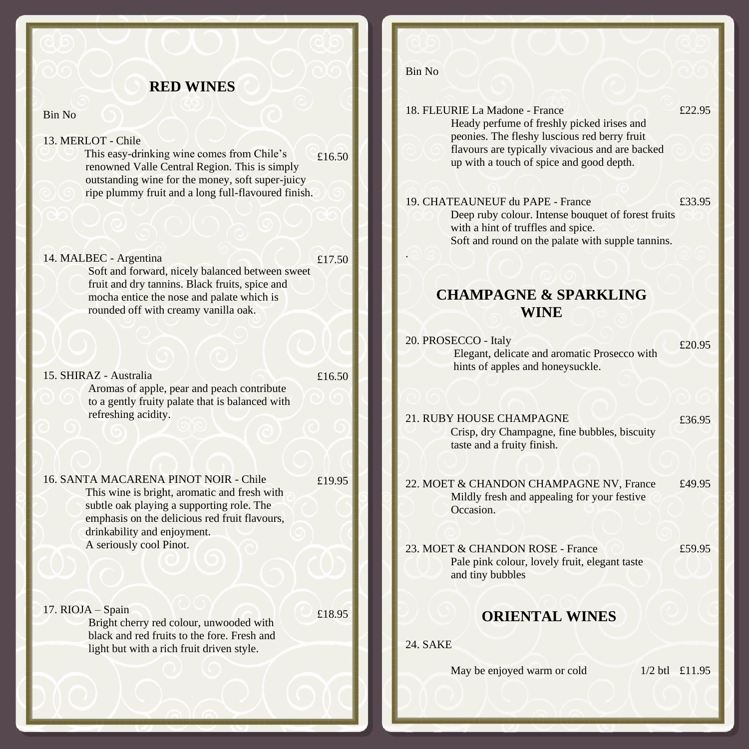## RED WINES

Bin No

13. MERLOT - Chile — £16.50

    This easy-drinking wine comes from Chile's renowned Valle Central Region. This is simply outstanding wine for the money, soft super-juicy ripe plummy fruit and a long full-flavoured finish.

14. MALBEC - Argentina — £17.50

    Soft and forward, nicely balanced between sweet fruit and dry tannins. Black fruits, spice and mocha entice the nose and palate which is rounded off with creamy vanilla oak.

15. SHIRAZ - Australia — £16.50

    Aromas of apple, pear and peach contribute to a gently fruity palate that is balanced with refreshing acidity.

16. SANTA MACARENA PINOT NOIR - Chile — £19.95

    This wine is bright, aromatic and fresh with subtle oak playing a supporting role. The emphasis on the delicious red fruit flavours, drinkability and enjoyment.
    A seriously cool Pinot.

17. RIOJA – Spain — £18.95

    Bright cherry red colour, unwooded with black and red fruits to the fore. Fresh and light but with a rich fruit driven style.

Bin No

18. FLEURIE La Madone - France — £22.95

    Heady perfume of freshly picked irises and peonies. The fleshy luscious red berry fruit flavours are typically vivacious and are backed up with a touch of spice and good depth.

19. CHATEAUNEUF du PAPE - France — £33.95

    Deep ruby colour. Intense bouquet of forest fruits with a hint of truffles and spice.
    Soft and round on the palate with supple tannins.

.

## CHAMPAGNE & SPARKLING WINE

20. PROSECCO - Italy — £20.95

    Elegant, delicate and aromatic Prosecco with hints of apples and honeysuckle.

21. RUBY HOUSE CHAMPAGNE — £36.95

    Crisp, dry Champagne, fine bubbles, biscuity taste and a fruity finish.

22. MOET & CHANDON CHAMPAGNE NV, France — £49.95

    Mildly fresh and appealing for your festive Occasion.

23. MOET & CHANDON ROSE - France — £59.95

    Pale pink colour, lovely fruit, elegant taste and tiny bubbles

## ORIENTAL WINES

24. SAKE

    May be enjoyed warm or cold — 1/2 btl £11.95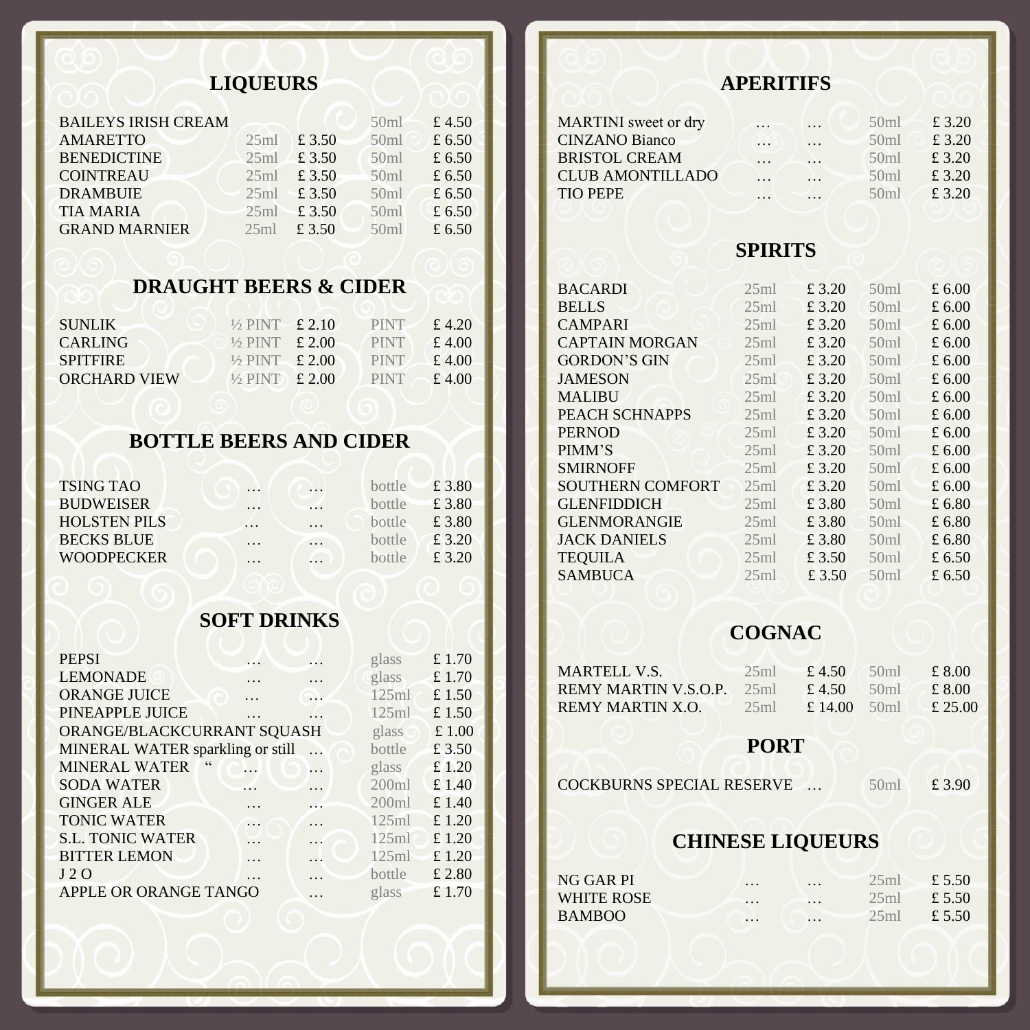## LIQUEURS

| | | | | |
|---|---|---|---|---|
| BAILEYS IRISH CREAM | | | 50ml | £ 4.50 |
| AMARETTO | 25ml | £ 3.50 | 50ml | £ 6.50 |
| BENEDICTINE | 25ml | £ 3.50 | 50ml | £ 6.50 |
| COINTREAU | 25ml | £ 3.50 | 50ml | £ 6.50 |
| DRAMBUIE | 25ml | £ 3.50 | 50ml | £ 6.50 |
| TIA MARIA | 25ml | £ 3.50 | 50ml | £ 6.50 |
| GRAND MARNIER | 25ml | £ 3.50 | 50ml | £ 6.50 |

## DRAUGHT BEERS & CIDER

| | | | | |
|---|---|---|---|---|
| SUNLIK | ½ PINT | £ 2.10 | PINT | £ 4.20 |
| CARLING | ½ PINT | £ 2.00 | PINT | £ 4.00 |
| SPITFIRE | ½ PINT | £ 2.00 | PINT | £ 4.00 |
| ORCHARD VIEW | ½ PINT | £ 2.00 | PINT | £ 4.00 |

## BOTTLE BEERS AND CIDER

| | | | | |
|---|---|---|---|---|
| TSING TAO | … | … | bottle | £ 3.80 |
| BUDWEISER | … | … | bottle | £ 3.80 |
| HOLSTEN PILS | … | … | bottle | £ 3.80 |
| BECKS BLUE | … | … | bottle | £ 3.20 |
| WOODPECKER | … | … | bottle | £ 3.20 |

## SOFT DRINKS

| | | | | |
|---|---|---|---|---|
| PEPSI | … | … | glass | £ 1.70 |
| LEMONADE | … | … | glass | £ 1.70 |
| ORANGE JUICE | … | … | 125ml | £ 1.50 |
| PINEAPPLE JUICE | … | … | 125ml | £ 1.50 |
| ORANGE/BLACKCURRANT SQUASH | | | glass | £ 1.00 |
| MINERAL WATER sparkling or still | | … | bottle | £ 3.50 |
| MINERAL WATER " | … | … | glass | £ 1.20 |
| SODA WATER | … | … | 200ml | £ 1.40 |
| GINGER ALE | … | … | 200ml | £ 1.40 |
| TONIC WATER | … | … | 125ml | £ 1.20 |
| S.L. TONIC WATER | … | … | 125ml | £ 1.20 |
| BITTER LEMON | … | … | 125ml | £ 1.20 |
| J 2 O | … | … | bottle | £ 2.80 |
| APPLE OR ORANGE TANGO | | … | glass | £ 1.70 |

## APERITIFS

| | | | | |
|---|---|---|---|---|
| MARTINI sweet or dry | … | … | 50ml | £ 3.20 |
| CINZANO Bianco | … | … | 50ml | £ 3.20 |
| BRISTOL CREAM | … | … | 50ml | £ 3.20 |
| CLUB AMONTILLADO | … | … | 50ml | £ 3.20 |
| TIO PEPE | … | … | 50ml | £ 3.20 |

## SPIRITS

| | | | | |
|---|---|---|---|---|
| BACARDI | 25ml | £ 3.20 | 50ml | £ 6.00 |
| BELLS | 25ml | £ 3.20 | 50ml | £ 6.00 |
| CAMPARI | 25ml | £ 3.20 | 50ml | £ 6.00 |
| CAPTAIN MORGAN | 25ml | £ 3.20 | 50ml | £ 6.00 |
| GORDON'S GIN | 25ml | £ 3.20 | 50ml | £ 6.00 |
| JAMESON | 25ml | £ 3.20 | 50ml | £ 6.00 |
| MALIBU | 25ml | £ 3.20 | 50ml | £ 6.00 |
| PEACH SCHNAPPS | 25ml | £ 3.20 | 50ml | £ 6.00 |
| PERNOD | 25ml | £ 3.20 | 50ml | £ 6.00 |
| PIMM'S | 25ml | £ 3.20 | 50ml | £ 6.00 |
| SMIRNOFF | 25ml | £ 3.20 | 50ml | £ 6.00 |
| SOUTHERN COMFORT | 25ml | £ 3.20 | 50ml | £ 6.00 |
| GLENFIDDICH | 25ml | £ 3.80 | 50ml | £ 6.80 |
| GLENMORANGIE | 25ml | £ 3.80 | 50ml | £ 6.80 |
| JACK DANIELS | 25ml | £ 3.80 | 50ml | £ 6.80 |
| TEQUILA | 25ml | £ 3.50 | 50ml | £ 6.50 |
| SAMBUCA | 25ml | £ 3.50 | 50ml | £ 6.50 |

## COGNAC

| | | | | |
|---|---|---|---|---|
| MARTELL V.S. | 25ml | £ 4.50 | 50ml | £ 8.00 |
| REMY MARTIN V.S.O.P. | 25ml | £ 4.50 | 50ml | £ 8.00 |
| REMY MARTIN X.O. | 25ml | £ 14.00 | 50ml | £ 25.00 |

## PORT

| | | | | |
|---|---|---|---|---|
| COCKBURNS SPECIAL RESERVE | … | | 50ml | £ 3.90 |

## CHINESE LIQUEURS

| | | | | |
|---|---|---|---|---|
| NG GAR PI | … | … | 25ml | £ 5.50 |
| WHITE ROSE | … | … | 25ml | £ 5.50 |
| BAMBOO | … | … | 25ml | £ 5.50 |